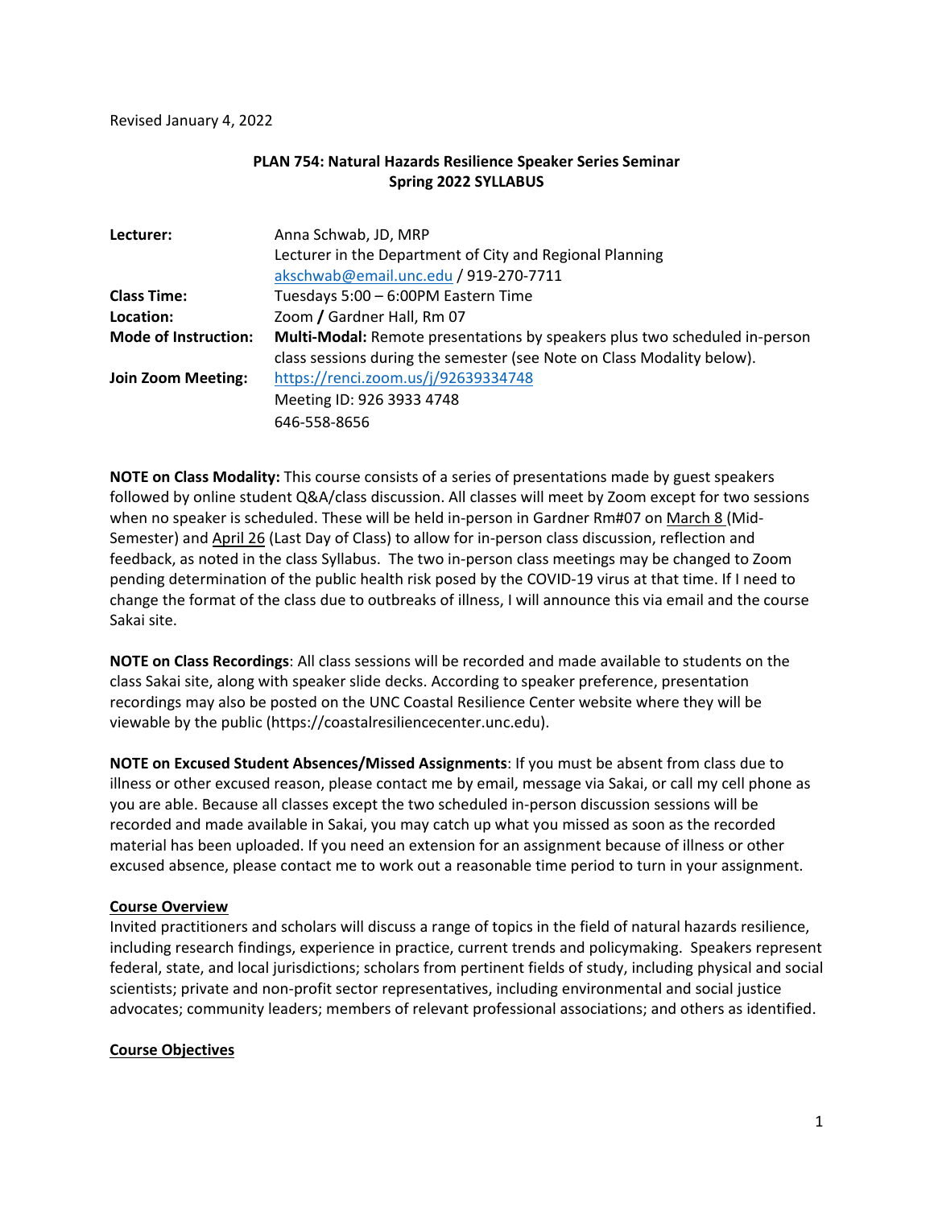Revised January 4, 2022

## PLAN 754: Natural Hazards Resilience Speaker Series Seminar
## Spring 2022 SYLLABUS

| | |
|---|---|
| **Lecturer:** | Anna Schwab, JD, MRP<br>Lecturer in the Department of City and Regional Planning<br>akschwab@email.unc.edu / 919-270-7711 |
| **Class Time:** | Tuesdays 5:00 – 6:00PM Eastern Time |
| **Location:** | Zoom **/** Gardner Hall, Rm 07 |
| **Mode of Instruction:** | **Multi-Modal:** Remote presentations by speakers plus two scheduled in-person class sessions during the semester (see Note on Class Modality below). |
| **Join Zoom Meeting:** | https://renci.zoom.us/j/92639334748<br>Meeting ID: 926 3933 4748<br>646-558-8656 |

**NOTE on Class Modality:** This course consists of a series of presentations made by guest speakers followed by online student Q&A/class discussion. All classes will meet by Zoom except for two sessions when no speaker is scheduled. These will be held in-person in Gardner Rm#07 on March 8 (Mid-Semester) and April 26 (Last Day of Class) to allow for in-person class discussion, reflection and feedback, as noted in the class Syllabus. The two in-person class meetings may be changed to Zoom pending determination of the public health risk posed by the COVID-19 virus at that time. If I need to change the format of the class due to outbreaks of illness, I will announce this via email and the course Sakai site.

**NOTE on Class Recordings**: All class sessions will be recorded and made available to students on the class Sakai site, along with speaker slide decks. According to speaker preference, presentation recordings may also be posted on the UNC Coastal Resilience Center website where they will be viewable by the public (https://coastalresiliencecenter.unc.edu).

**NOTE on Excused Student Absences/Missed Assignments**: If you must be absent from class due to illness or other excused reason, please contact me by email, message via Sakai, or call my cell phone as you are able. Because all classes except the two scheduled in-person discussion sessions will be recorded and made available in Sakai, you may catch up what you missed as soon as the recorded material has been uploaded. If you need an extension for an assignment because of illness or other excused absence, please contact me to work out a reasonable time period to turn in your assignment.

### Course Overview

Invited practitioners and scholars will discuss a range of topics in the field of natural hazards resilience, including research findings, experience in practice, current trends and policymaking. Speakers represent federal, state, and local jurisdictions; scholars from pertinent fields of study, including physical and social scientists; private and non-profit sector representatives, including environmental and social justice advocates; community leaders; members of relevant professional associations; and others as identified.

### Course Objectives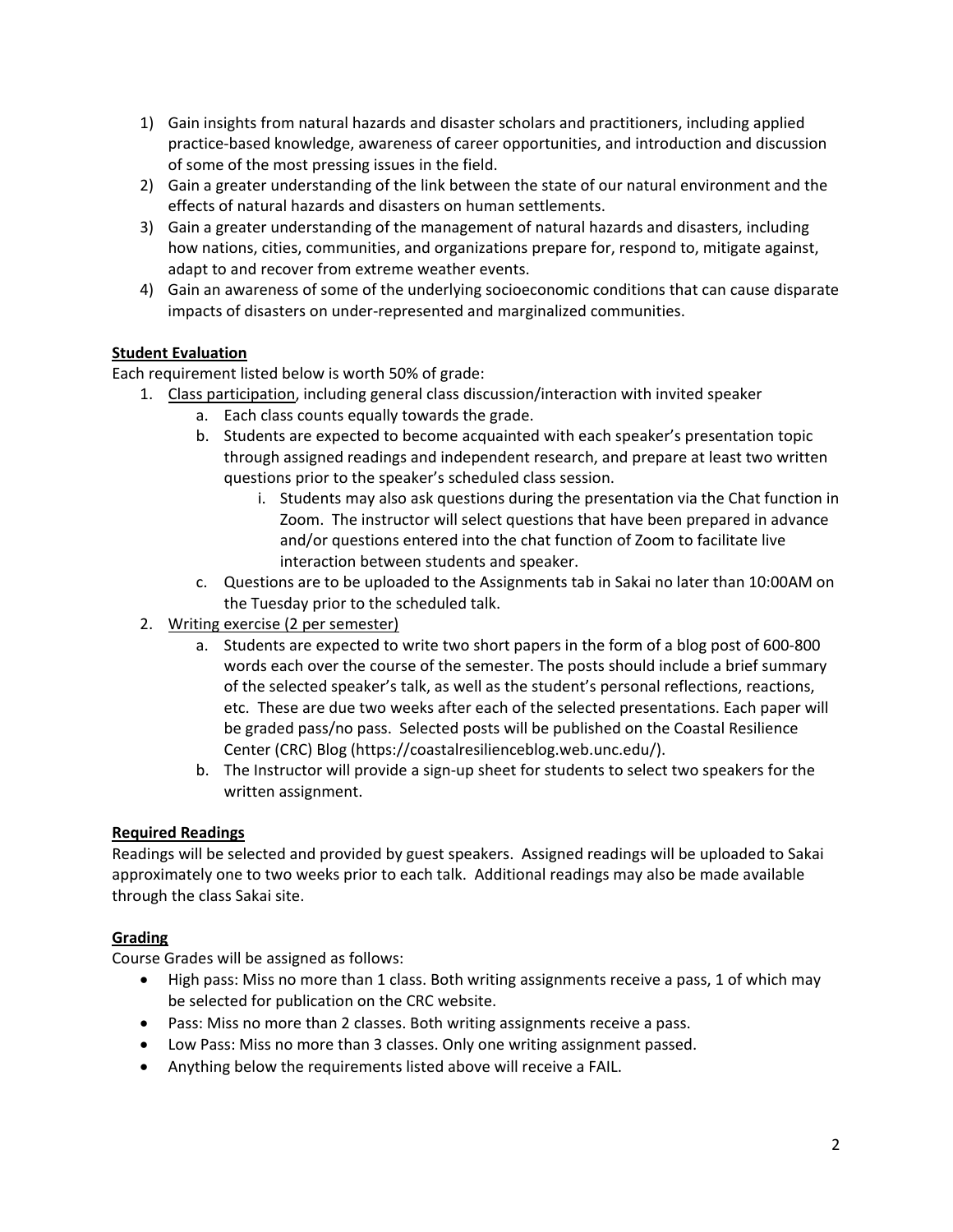1) Gain insights from natural hazards and disaster scholars and practitioners, including applied practice-based knowledge, awareness of career opportunities, and introduction and discussion of some of the most pressing issues in the field.
2) Gain a greater understanding of the link between the state of our natural environment and the effects of natural hazards and disasters on human settlements.
3) Gain a greater understanding of the management of natural hazards and disasters, including how nations, cities, communities, and organizations prepare for, respond to, mitigate against, adapt to and recover from extreme weather events.
4) Gain an awareness of some of the underlying socioeconomic conditions that can cause disparate impacts of disasters on under-represented and marginalized communities.

**Student Evaluation**

Each requirement listed below is worth 50% of grade:

1. Class participation, including general class discussion/interaction with invited speaker
   a. Each class counts equally towards the grade.
   b. Students are expected to become acquainted with each speaker's presentation topic through assigned readings and independent research, and prepare at least two written questions prior to the speaker's scheduled class session.
      i. Students may also ask questions during the presentation via the Chat function in Zoom. The instructor will select questions that have been prepared in advance and/or questions entered into the chat function of Zoom to facilitate live interaction between students and speaker.
   c. Questions are to be uploaded to the Assignments tab in Sakai no later than 10:00AM on the Tuesday prior to the scheduled talk.
2. Writing exercise (2 per semester)
   a. Students are expected to write two short papers in the form of a blog post of 600-800 words each over the course of the semester. The posts should include a brief summary of the selected speaker's talk, as well as the student's personal reflections, reactions, etc. These are due two weeks after each of the selected presentations. Each paper will be graded pass/no pass. Selected posts will be published on the Coastal Resilience Center (CRC) Blog (https://coastalresilienceblog.web.unc.edu/).
   b. The Instructor will provide a sign-up sheet for students to select two speakers for the written assignment.

**Required Readings**

Readings will be selected and provided by guest speakers. Assigned readings will be uploaded to Sakai approximately one to two weeks prior to each talk. Additional readings may also be made available through the class Sakai site.

**Grading**

Course Grades will be assigned as follows:

- High pass: Miss no more than 1 class. Both writing assignments receive a pass, 1 of which may be selected for publication on the CRC website.
- Pass: Miss no more than 2 classes. Both writing assignments receive a pass.
- Low Pass: Miss no more than 3 classes. Only one writing assignment passed.
- Anything below the requirements listed above will receive a FAIL.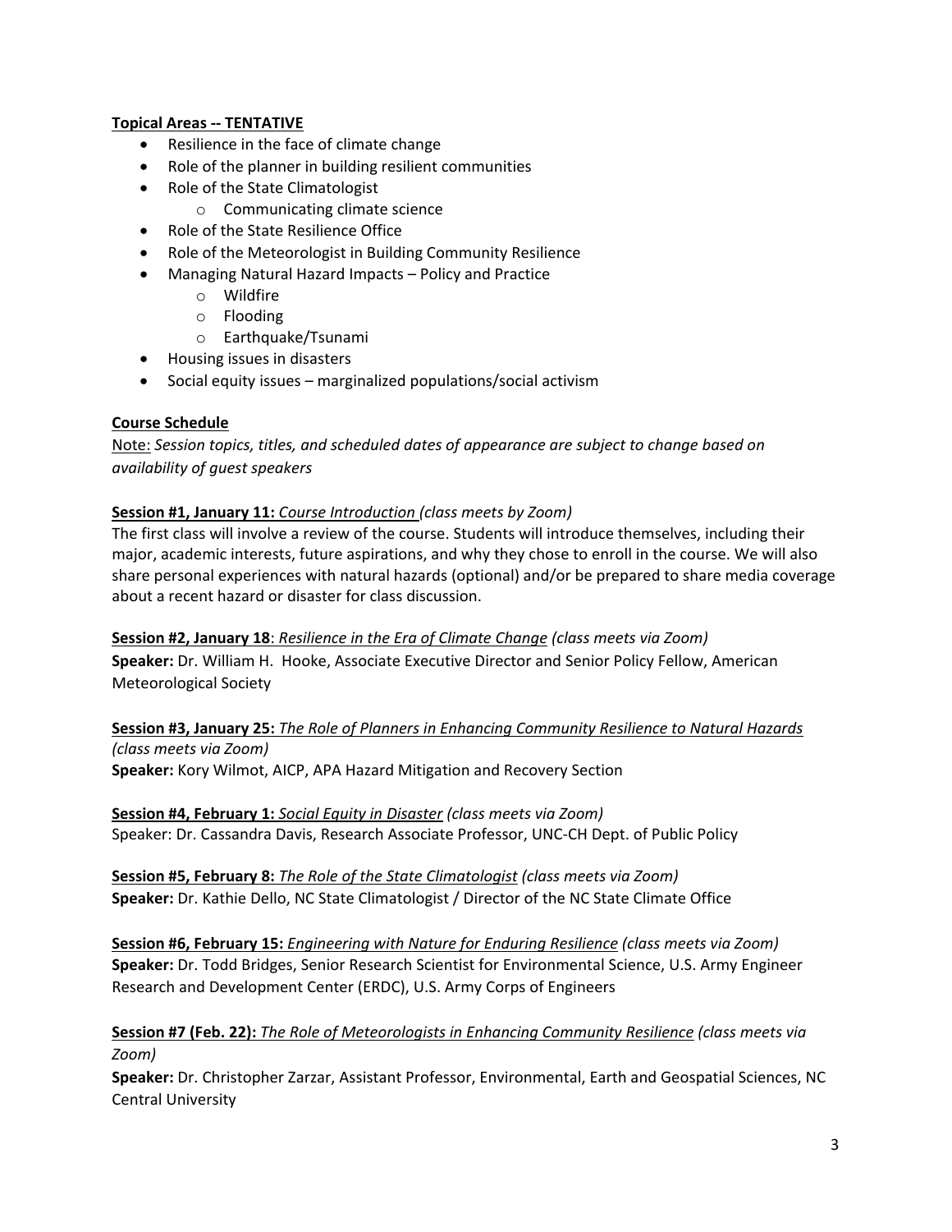**<u>Topical Areas -- TENTATIVE</u>**

- Resilience in the face of climate change
- Role of the planner in building resilient communities
- Role of the State Climatologist
  - Communicating climate science
- Role of the State Resilience Office
- Role of the Meteorologist in Building Community Resilience
- Managing Natural Hazard Impacts – Policy and Practice
  - Wildfire
  - Flooding
  - Earthquake/Tsunami
- Housing issues in disasters
- Social equity issues – marginalized populations/social activism

**<u>Course Schedule</u>**

<u>Note:</u> *Session topics, titles, and scheduled dates of appearance are subject to change based on availability of guest speakers*

**<u>Session #1, January 11:</u>** *<u>Course Introduction</u> (class meets by Zoom)*

The first class will involve a review of the course. Students will introduce themselves, including their major, academic interests, future aspirations, and why they chose to enroll in the course. We will also share personal experiences with natural hazards (optional) and/or be prepared to share media coverage about a recent hazard or disaster for class discussion.

**<u>Session #2, January 18</u>**: *<u>Resilience in the Era of Climate Change</u> (class meets via Zoom)*

**Speaker:** Dr. William H. Hooke, Associate Executive Director and Senior Policy Fellow, American Meteorological Society

**<u>Session #3, January 25:</u>** *<u>The Role of Planners in Enhancing Community Resilience to Natural Hazards</u> (class meets via Zoom)*

**Speaker:** Kory Wilmot, AICP, APA Hazard Mitigation and Recovery Section

**<u>Session #4, February 1:</u>** *<u>Social Equity in Disaster</u> (class meets via Zoom)*

Speaker: Dr. Cassandra Davis, Research Associate Professor, UNC-CH Dept. of Public Policy

**<u>Session #5, February 8:</u>** *<u>The Role of the State Climatologist</u> (class meets via Zoom)*

**Speaker:** Dr. Kathie Dello, NC State Climatologist / Director of the NC State Climate Office

**<u>Session #6, February 15:</u>** *<u>Engineering with Nature for Enduring Resilience</u> (class meets via Zoom)*

**Speaker:** Dr. Todd Bridges, Senior Research Scientist for Environmental Science, U.S. Army Engineer Research and Development Center (ERDC), U.S. Army Corps of Engineers

**<u>Session #7 (Feb. 22):</u>** *<u>The Role of Meteorologists in Enhancing Community Resilience</u> (class meets via Zoom)*

**Speaker:** Dr. Christopher Zarzar, Assistant Professor, Environmental, Earth and Geospatial Sciences, NC Central University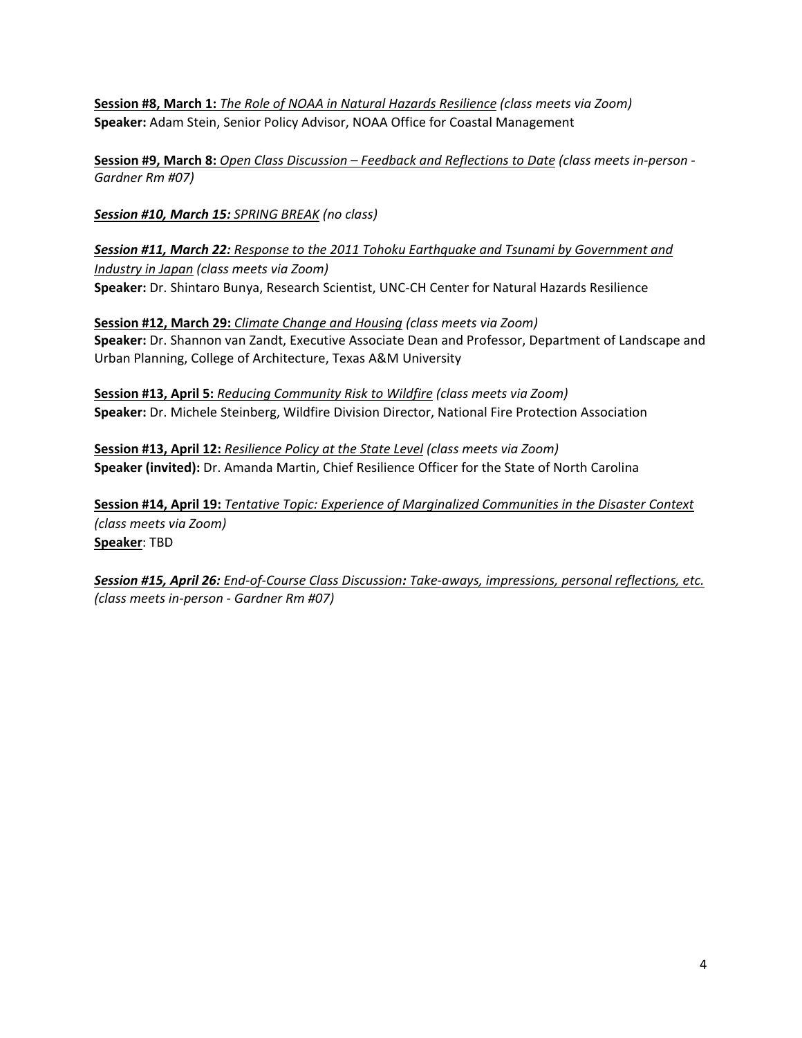**Session #8, March 1:** *The Role of NOAA in Natural Hazards Resilience* *(class meets via Zoom)*
**Speaker:** Adam Stein, Senior Policy Advisor, NOAA Office for Coastal Management

**Session #9, March 8:** *Open Class Discussion – Feedback and Reflections to Date* *(class meets in-person - Gardner Rm #07)*

***Session #10, March 15:*** *SPRING BREAK* *(no class)*

***Session #11, March 22:*** *Response to the 2011 Tohoku Earthquake and Tsunami by Government and Industry in Japan* *(class meets via Zoom)*
**Speaker:** Dr. Shintaro Bunya, Research Scientist, UNC-CH Center for Natural Hazards Resilience

**Session #12, March 29:** *Climate Change and Housing* *(class meets via Zoom)*
**Speaker:** Dr. Shannon van Zandt, Executive Associate Dean and Professor, Department of Landscape and Urban Planning, College of Architecture, Texas A&M University

**Session #13, April 5:** *Reducing Community Risk to Wildfire* *(class meets via Zoom)*
**Speaker:** Dr. Michele Steinberg, Wildfire Division Director, National Fire Protection Association

**Session #13, April 12:** *Resilience Policy at the State Level* *(class meets via Zoom)*
**Speaker (invited):** Dr. Amanda Martin, Chief Resilience Officer for the State of North Carolina

**Session #14, April 19:** *Tentative Topic: Experience of Marginalized Communities in the Disaster Context* *(class meets via Zoom)*
**Speaker**: TBD

***Session #15, April 26:*** *End-of-Course Class Discussion: Take-aways, impressions, personal reflections, etc.* *(class meets in-person - Gardner Rm #07)*